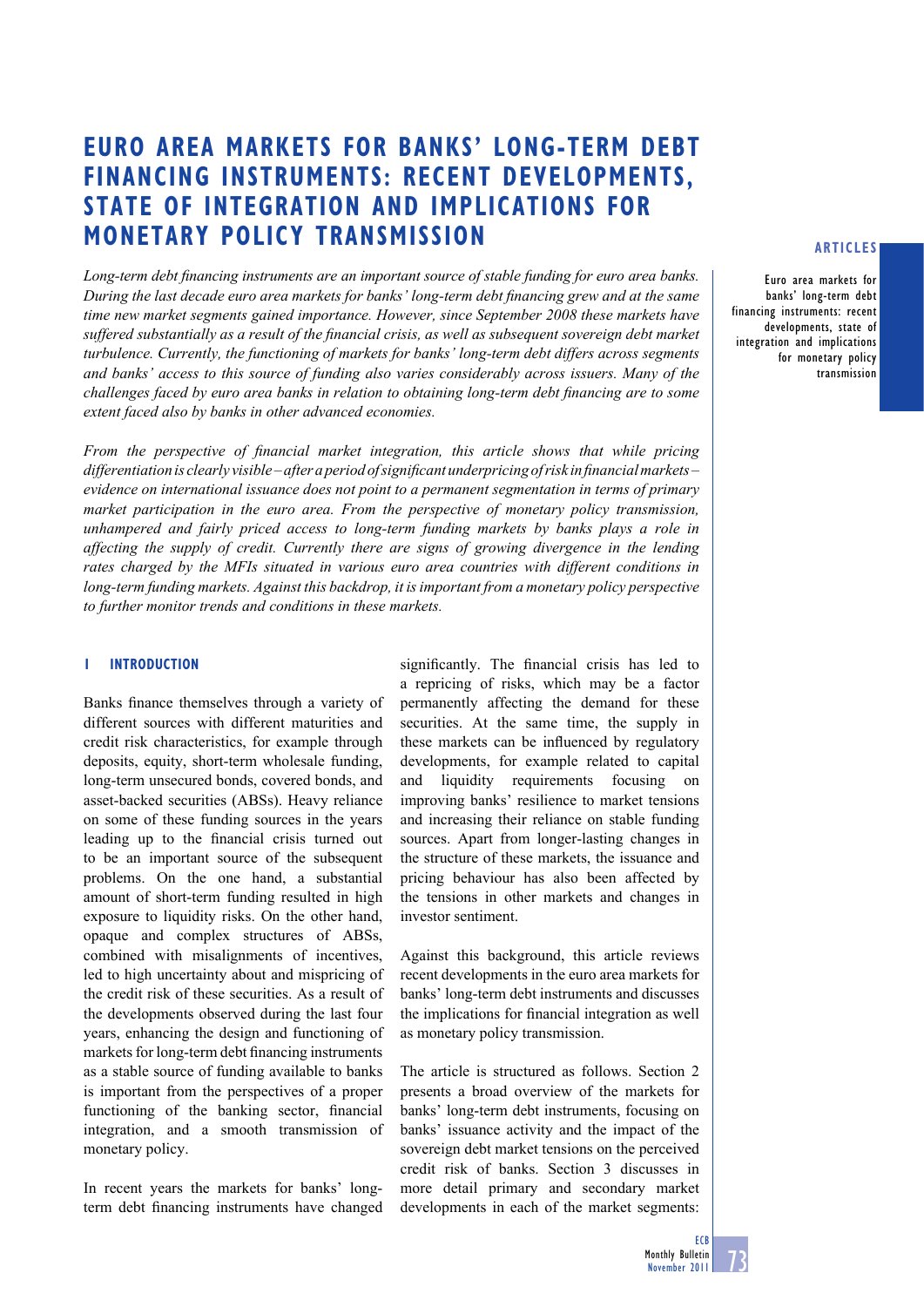# EURO AREA MARKETS FOR BANKS' LONG-TERM DEBT FINANCING INSTRUMENTS: RECENT DEVELOPMENTS, STATE OF INTEGRATION AND IMPLICATIONS FOR MONETARY POLICY TRANSMISSION

*Long-term debt financing instruments are an important source of stable funding for euro area banks. During the last decade euro area markets for banks' long-term debt financing grew and at the same time new market segments gained importance. However, since September 2008 these markets have suffered substantially as a result of the financial crisis, as well as subsequent sovereign debt market turbulence. Currently, the functioning of markets for banks' long-term debt differs across segments and banks' access to this source of funding also varies considerably across issuers. Many of the challenges faced by euro area banks in relation to obtaining long-term debt financing are to some extent faced also by banks in other advanced economies.*

*From the perspective of financial market integration, this article shows that while pricing differentiation is clearly visible – after a period of significant underpricing of risk in financial markets – evidence on international issuance does not point to a permanent segmentation in terms of primary market participation in the euro area. From the perspective of monetary policy transmission, unhampered and fairly priced access to long-term funding markets by banks plays a role in affecting the supply of credit. Currently there are signs of growing divergence in the lending rates charged by the MFIs situated in various euro area countries with different conditions in long-term funding markets. Against this backdrop, it is important from a monetary policy perspective to further monitor trends and conditions in these markets.*

## 1 INTRODUCTION

Banks finance themselves through a variety of different sources with different maturities and credit risk characteristics, for example through deposits, equity, short-term wholesale funding, long-term unsecured bonds, covered bonds, and asset-backed securities (ABSs). Heavy reliance on some of these funding sources in the years leading up to the financial crisis turned out to be an important source of the subsequent problems. On the one hand, a substantial amount of short-term funding resulted in high exposure to liquidity risks. On the other hand, opaque and complex structures of ABSs, combined with misalignments of incentives, led to high uncertainty about and mispricing of the credit risk of these securities. As a result of the developments observed during the last four years, enhancing the design and functioning of markets for long-term debt financing instruments as a stable source of funding available to banks is important from the perspectives of a proper functioning of the banking sector, financial integration, and a smooth transmission of monetary policy.

In recent years the markets for banks' long-term debt financing instruments have changed significantly. The financial crisis has led to a repricing of risks, which may be a factor permanently affecting the demand for these securities. At the same time, the supply in these markets can be influenced by regulatory developments, for example related to capital and liquidity requirements focusing on improving banks' resilience to market tensions and increasing their reliance on stable funding sources. Apart from longer-lasting changes in the structure of these markets, the issuance and pricing behaviour has also been affected by the tensions in other markets and changes in investor sentiment.

Against this background, this article reviews recent developments in the euro area markets for banks' long-term debt instruments and discusses the implications for financial integration as well as monetary policy transmission.

The article is structured as follows. Section 2 presents a broad overview of the markets for banks' long-term debt instruments, focusing on banks' issuance activity and the impact of the sovereign debt market tensions on the perceived credit risk of banks. Section 3 discusses in more detail primary and secondary market developments in each of the market segments: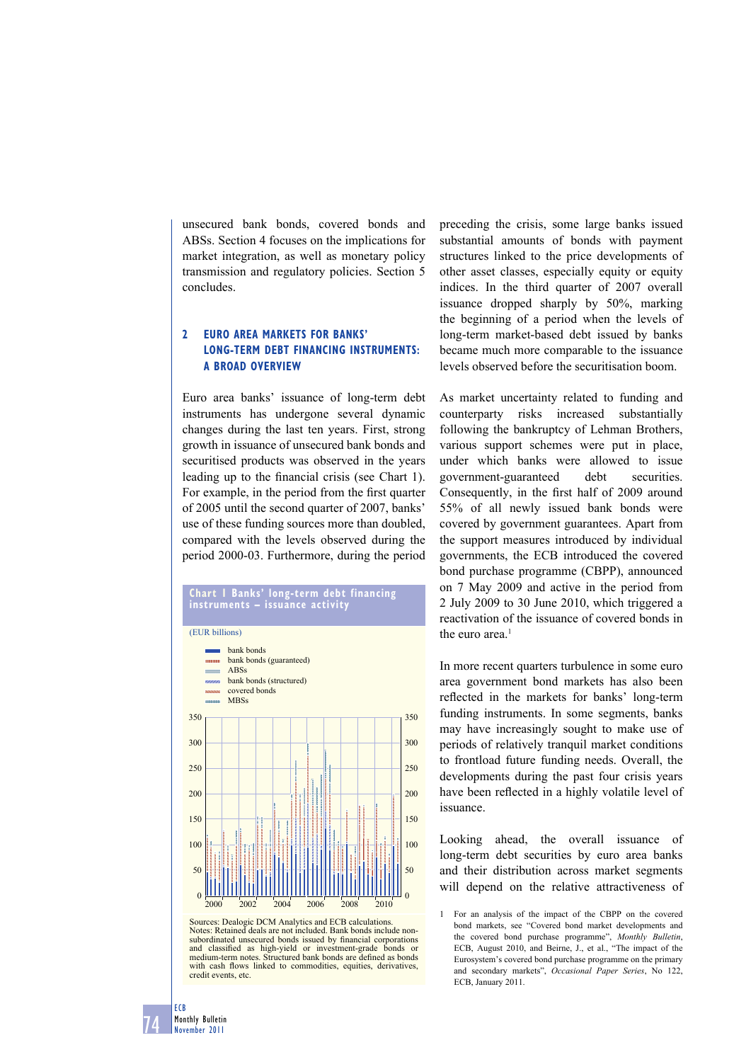unsecured bank bonds, covered bonds and ABSs. Section 4 focuses on the implications for market integration, as well as monetary policy transmission and regulatory policies. Section 5 concludes.

## 2 EURO AREA MARKETS FOR BANKS' LONG-TERM DEBT FINANCING INSTRUMENTS: A BROAD OVERVIEW

Euro area banks' issuance of long-term debt instruments has undergone several dynamic changes during the last ten years. First, strong growth in issuance of unsecured bank bonds and securitised products was observed in the years leading up to the financial crisis (see Chart 1). For example, in the period from the first quarter of 2005 until the second quarter of 2007, banks' use of these funding sources more than doubled, compared with the levels observed during the period 2000-03. Furthermore, during the period preceding the crisis, some large banks issued substantial amounts of bonds with payment structures linked to the price developments of other asset classes, especially equity or equity indices. In the third quarter of 2007 overall issuance dropped sharply by 50%, marking the beginning of a period when the levels of long-term market-based debt issued by banks became much more comparable to the issuance levels observed before the securitisation boom.

**Chart 1 Banks' long-term debt financing instruments – issuance activity**

(EUR billions)

bank bonds
bank bonds (guaranteed)
ABSs
bank bonds (structured)
covered bonds
MBSs

350
300
250
200
150
100
50
0

2000 2002 2004 2006 2008 2010

Sources: Dealogic DCM Analytics and ECB calculations.
Notes: Retained deals are not included. Bank bonds include non-subordinated unsecured bonds issued by financial corporations and classified as high-yield or investment-grade bonds or medium-term notes. Structured bank bonds are defined as bonds with cash flows linked to commodities, equities, derivatives, credit events, etc.

As market uncertainty related to funding and counterparty risks increased substantially following the bankruptcy of Lehman Brothers, various support schemes were put in place, under which banks were allowed to issue government-guaranteed debt securities. Consequently, in the first half of 2009 around 55% of all newly issued bank bonds were covered by government guarantees. Apart from the support measures introduced by individual governments, the ECB introduced the covered bond purchase programme (CBPP), announced on 7 May 2009 and active in the period from 2 July 2009 to 30 June 2010, which triggered a reactivation of the issuance of covered bonds in the euro area.[1]

In more recent quarters turbulence in some euro area government bond markets has also been reflected in the markets for banks' long-term funding instruments. In some segments, banks may have increasingly sought to make use of periods of relatively tranquil market conditions to frontload future funding needs. Overall, the developments during the past four crisis years have been reflected in a highly volatile level of issuance.

Looking ahead, the overall issuance of long-term debt securities by euro area banks and their distribution across market segments will depend on the relative attractiveness of

1 For an analysis of the impact of the CBPP on the covered bond markets, see "Covered bond market developments and the covered bond purchase programme", *Monthly Bulletin*, ECB, August 2010, and Beirne, J., et al., "The impact of the Eurosystem's covered bond purchase programme on the primary and secondary markets", *Occasional Paper Series*, No 122, ECB, January 2011.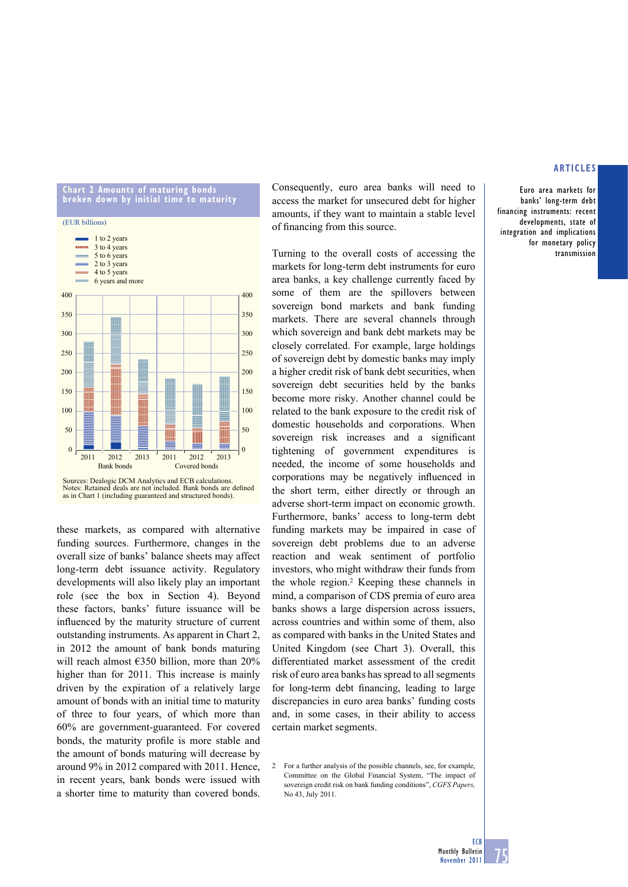**Chart 2 Amounts of maturing bonds broken down by initial time to maturity**

(EUR billions)

1 to 2 years
3 to 4 years
5 to 6 years
2 to 3 years
4 to 5 years
6 years and more

400
350
300
250
200
150
100
50
0

2011 2012 2013 2011 2012 2013

Bank bonds Covered bonds

Sources: Dealogic DCM Analytics and ECB calculations.
Notes: Retained deals are not included. Bank bonds are defined as in Chart 1 (including guaranteed and structured bonds).

these markets, as compared with alternative funding sources. Furthermore, changes in the overall size of banks' balance sheets may affect long-term debt issuance activity. Regulatory developments will also likely play an important role (see the box in Section 4). Beyond these factors, banks' future issuance will be influenced by the maturity structure of current outstanding instruments. As apparent in Chart 2, in 2012 the amount of bank bonds maturing will reach almost €350 billion, more than 20% higher than for 2011. This increase is mainly driven by the expiration of a relatively large amount of bonds with an initial time to maturity of three to four years, of which more than 60% are government-guaranteed. For covered bonds, the maturity profile is more stable and the amount of bonds maturing will decrease by around 9% in 2012 compared with 2011. Hence, in recent years, bank bonds were issued with a shorter time to maturity than covered bonds. Consequently, euro area banks will need to access the market for unsecured debt for higher amounts, if they want to maintain a stable level of financing from this source.

Turning to the overall costs of accessing the markets for long-term debt instruments for euro area banks, a key challenge currently faced by some of them are the spillovers between sovereign bond markets and bank funding markets. There are several channels through which sovereign and bank debt markets may be closely correlated. For example, large holdings of sovereign debt by domestic banks may imply a higher credit risk of bank debt securities, when sovereign debt securities held by the banks become more risky. Another channel could be related to the bank exposure to the credit risk of domestic households and corporations. When sovereign risk increases and a significant tightening of government expenditures is needed, the income of some households and corporations may be negatively influenced in the short term, either directly or through an adverse short-term impact on economic growth. Furthermore, banks' access to long-term debt funding markets may be impaired in case of sovereign debt problems due to an adverse reaction and weak sentiment of portfolio investors, who might withdraw their funds from the whole region.[2] Keeping these channels in mind, a comparison of CDS premia of euro area banks shows a large dispersion across issuers, across countries and within some of them, also as compared with banks in the United States and United Kingdom (see Chart 3). Overall, this differentiated market assessment of the credit risk of euro area banks has spread to all segments for long-term debt financing, leading to large discrepancies in euro area banks' funding costs and, in some cases, in their ability to access certain market segments.

2 For a further analysis of the possible channels, see, for example, Committee on the Global Financial System, "The impact of sovereign credit risk on bank funding conditions", *CGFS Papers,* No 43, July 2011.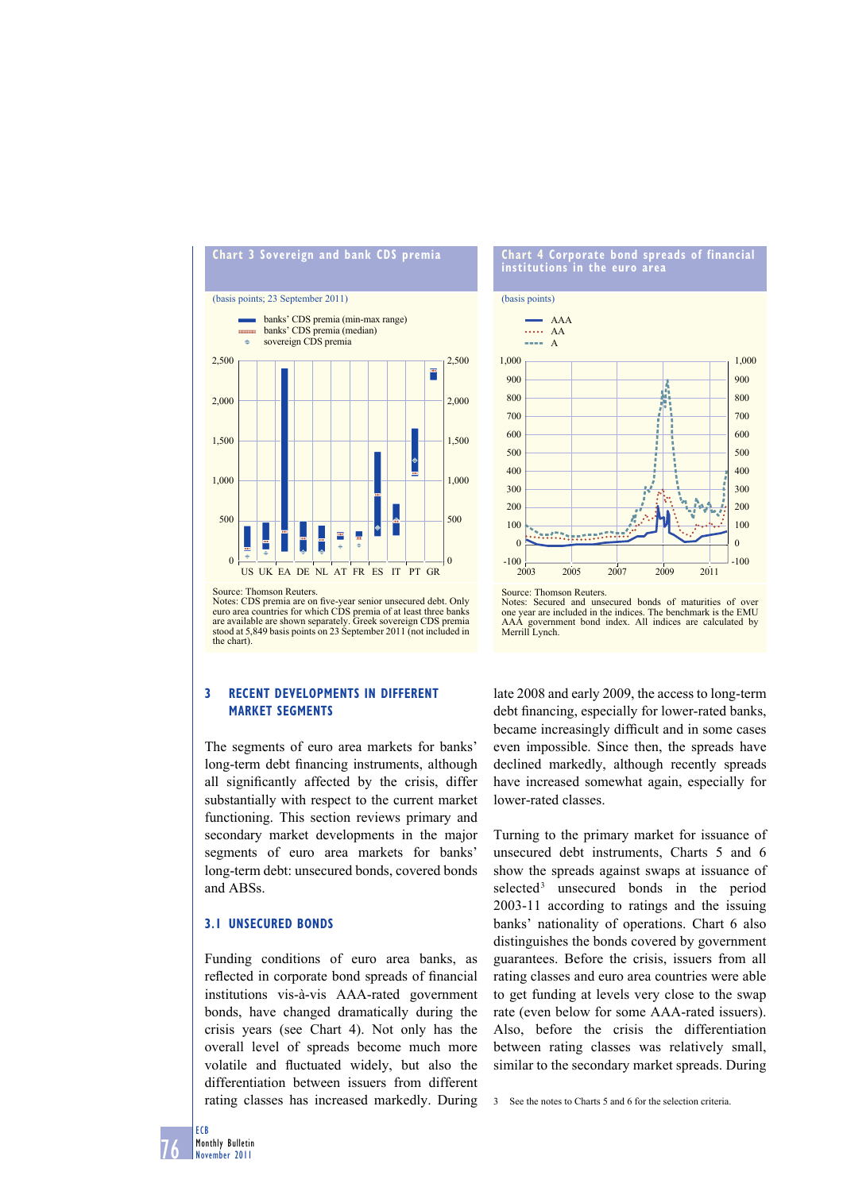**Chart 3 Sovereign and bank CDS premia**

(basis points; 23 September 2011)

banks' CDS premia (min-max range)
banks' CDS premia (median)
sovereign CDS premia

2,500
2,000
1,500
1,000
500
0

US UK EA DE NL AT FR ES IT PT GR

Source: Thomson Reuters.
Notes: CDS premia are on five-year senior unsecured debt. Only euro area countries for which CDS premia of at least three banks are available are shown separately. Greek sovereign CDS premia stood at 5,849 basis points on 23 September 2011 (not included in the chart).

**Chart 4 Corporate bond spreads of financial institutions in the euro area**

(basis points)

AAA
AA
A

1,000
900
800
700
600
500
400
300
200
100
0
-100

2003 2005 2007 2009 2011

Source: Thomson Reuters.
Notes: Secured and unsecured bonds of maturities of over one year are included in the indices. The benchmark is the EMU AAA government bond index. All indices are calculated by Merrill Lynch.

## 3 RECENT DEVELOPMENTS IN DIFFERENT MARKET SEGMENTS

The segments of euro area markets for banks' long-term debt financing instruments, although all significantly affected by the crisis, differ substantially with respect to the current market functioning. This section reviews primary and secondary market developments in the major segments of euro area markets for banks' long-term debt: unsecured bonds, covered bonds and ABSs.

### 3.1 UNSECURED BONDS

Funding conditions of euro area banks, as reflected in corporate bond spreads of financial institutions vis-à-vis AAA-rated government bonds, have changed dramatically during the crisis years (see Chart 4). Not only has the overall level of spreads become much more volatile and fluctuated widely, but also the differentiation between issuers from different rating classes has increased markedly. During late 2008 and early 2009, the access to long-term debt financing, especially for lower-rated banks, became increasingly difficult and in some cases even impossible. Since then, the spreads have declined markedly, although recently spreads have increased somewhat again, especially for lower-rated classes.

Turning to the primary market for issuance of unsecured debt instruments, Charts 5 and 6 show the spreads against swaps at issuance of selected[3] unsecured bonds in the period 2003-11 according to ratings and the issuing banks' nationality of operations. Chart 6 also distinguishes the bonds covered by government guarantees. Before the crisis, issuers from all rating classes and euro area countries were able to get funding at levels very close to the swap rate (even below for some AAA-rated issuers). Also, before the crisis the differentiation between rating classes was relatively small, similar to the secondary market spreads. During

3 See the notes to Charts 5 and 6 for the selection criteria.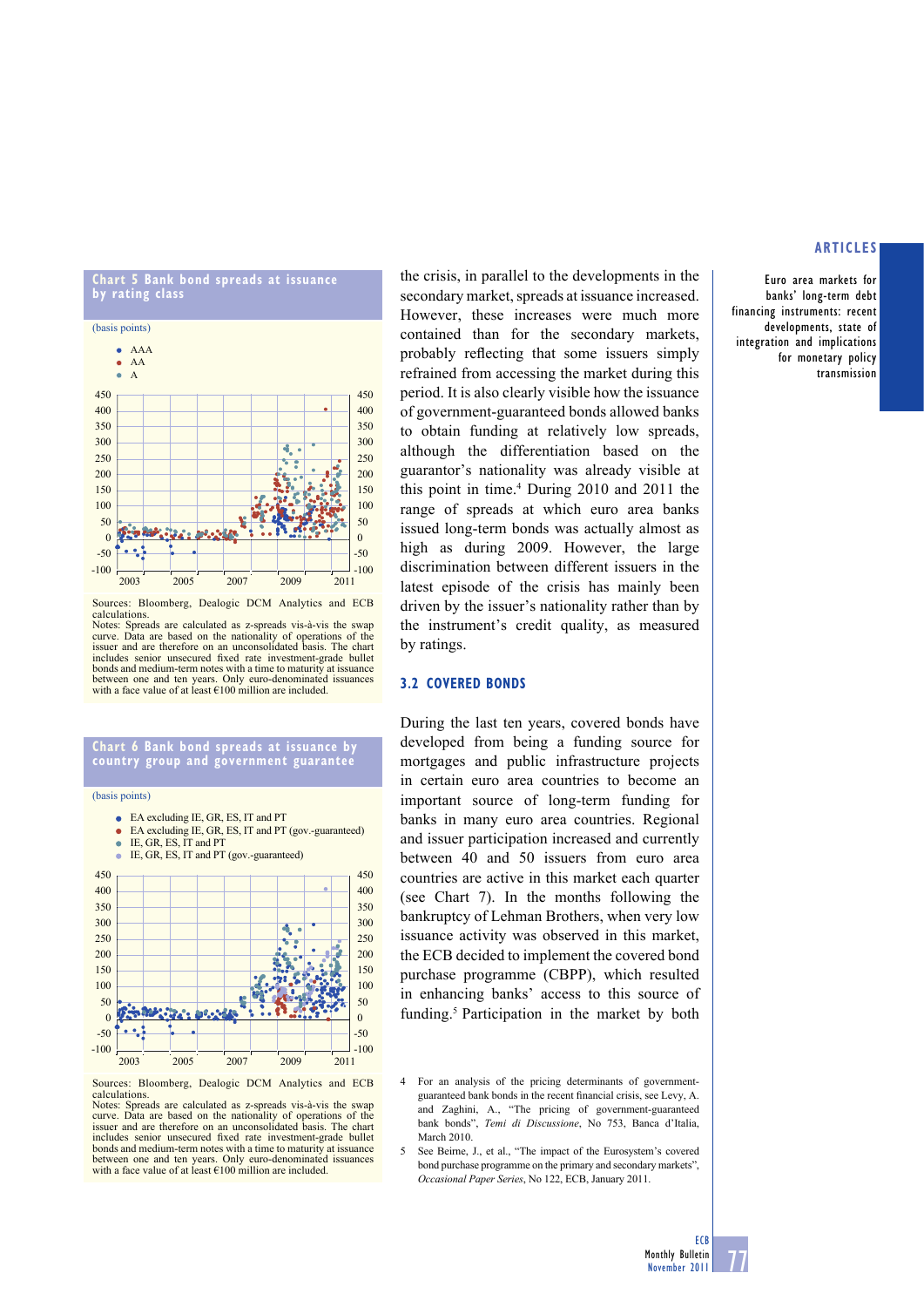## Chart 5 Bank bond spreads at issuance by rating class

(basis points)

- AAA
- AA
- A

450 400 350 300 250 200 150 100 50 0 -50 -100

2003 2005 2007 2009 2011

Sources: Bloomberg, Dealogic DCM Analytics and ECB calculations.
Notes: Spreads are calculated as z-spreads vis-à-vis the swap curve. Data are based on the nationality of operations of the issuer and are therefore on an unconsolidated basis. The chart includes senior unsecured fixed rate investment-grade bullet bonds and medium-term notes with a time to maturity at issuance between one and ten years. Only euro-denominated issuances with a face value of at least €100 million are included.

## Chart 6 Bank bond spreads at issuance by country group and government guarantee

(basis points)

- EA excluding IE, GR, ES, IT and PT
- EA excluding IE, GR, ES, IT and PT (gov.-guaranteed)
- IE, GR, ES, IT and PT
- IE, GR, ES, IT and PT (gov.-guaranteed)

450 400 350 300 250 200 150 100 50 0 -50 -100

2003 2005 2007 2009 2011

Sources: Bloomberg, Dealogic DCM Analytics and ECB calculations.
Notes: Spreads are calculated as z-spreads vis-à-vis the swap curve. Data are based on the nationality of operations of the issuer and are therefore on an unconsolidated basis. The chart includes senior unsecured fixed rate investment-grade bullet bonds and medium-term notes with a time to maturity at issuance between one and ten years. Only euro-denominated issuances with a face value of at least €100 million are included.

the crisis, in parallel to the developments in the secondary market, spreads at issuance increased. However, these increases were much more contained than for the secondary markets, probably reflecting that some issuers simply refrained from accessing the market during this period. It is also clearly visible how the issuance of government-guaranteed bonds allowed banks to obtain funding at relatively low spreads, although the differentiation based on the guarantor's nationality was already visible at this point in time.[4] During 2010 and 2011 the range of spreads at which euro area banks issued long-term bonds was actually almost as high as during 2009. However, the large discrimination between different issuers in the latest episode of the crisis has mainly been driven by the issuer's nationality rather than by the instrument's credit quality, as measured by ratings.

### 3.2 COVERED BONDS

During the last ten years, covered bonds have developed from being a funding source for mortgages and public infrastructure projects in certain euro area countries to become an important source of long-term funding for banks in many euro area countries. Regional and issuer participation increased and currently between 40 and 50 issuers from euro area countries are active in this market each quarter (see Chart 7). In the months following the bankruptcy of Lehman Brothers, when very low issuance activity was observed in this market, the ECB decided to implement the covered bond purchase programme (CBPP), which resulted in enhancing banks' access to this source of funding.[5] Participation in the market by both

4 For an analysis of the pricing determinants of government-guaranteed bank bonds in the recent financial crisis, see Levy, A. and Zaghini, A., "The pricing of government-guaranteed bank bonds", *Temi di Discussione*, No 753, Banca d'Italia, March 2010.

5 See Beirne, J., et al., "The impact of the Eurosystem's covered bond purchase programme on the primary and secondary markets", *Occasional Paper Series*, No 122, ECB, January 2011.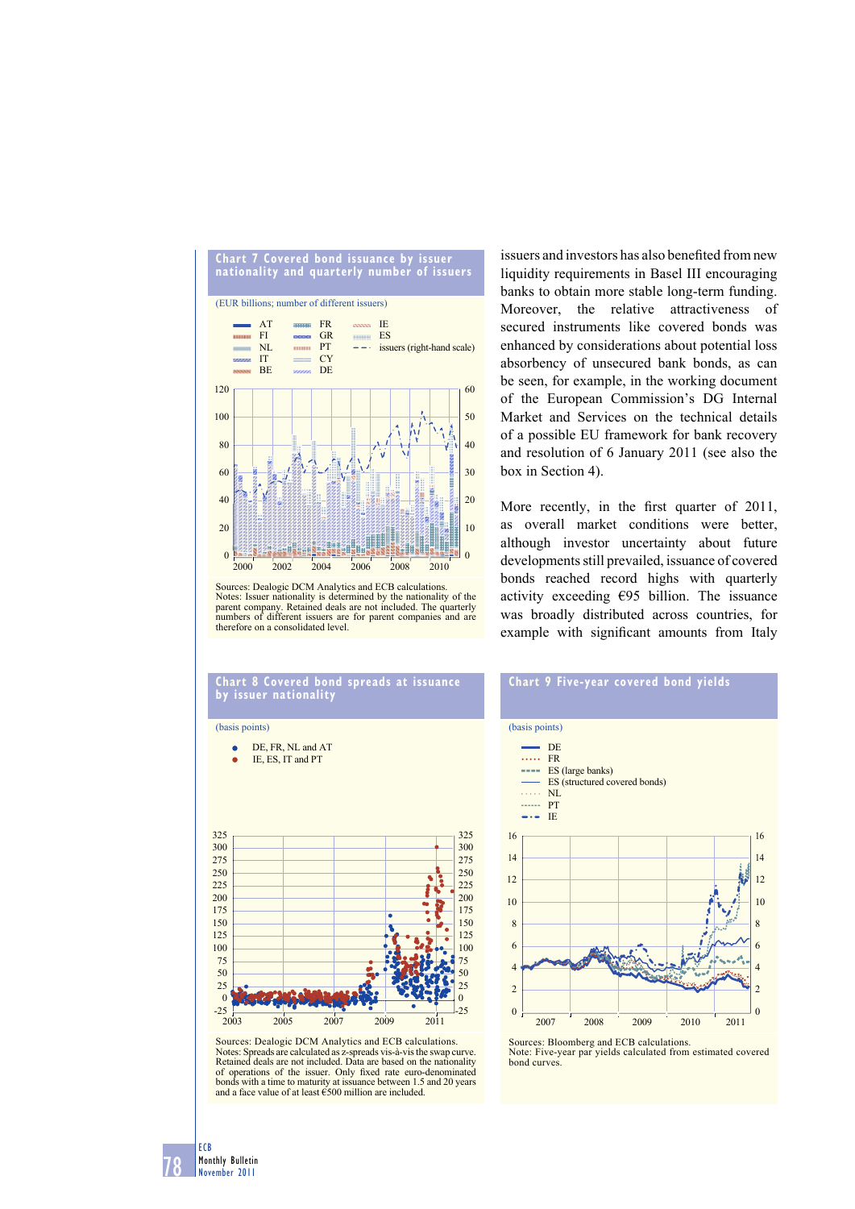**Chart 7 Covered bond issuance by issuer nationality and quarterly number of issuers**

(EUR billions; number of different issuers)

AT, FI, NL, IT, BE, FR, GR, PT, CY, DE, IE, ES, issuers (right-hand scale)

Sources: Dealogic DCM Analytics and ECB calculations.
Notes: Issuer nationality is determined by the nationality of the parent company. Retained deals are not included. The quarterly numbers of different issuers are for parent companies and are therefore on a consolidated level.

issuers and investors has also benefited from new liquidity requirements in Basel III encouraging banks to obtain more stable long-term funding. Moreover, the relative attractiveness of secured instruments like covered bonds was enhanced by considerations about potential loss absorbency of unsecured bank bonds, as can be seen, for example, in the working document of the European Commission's DG Internal Market and Services on the technical details of a possible EU framework for bank recovery and resolution of 6 January 2011 (see also the box in Section 4).

More recently, in the first quarter of 2011, as overall market conditions were better, although investor uncertainty about future developments still prevailed, issuance of covered bonds reached record highs with quarterly activity exceeding €95 billion. The issuance was broadly distributed across countries, for example with significant amounts from Italy

**Chart 8 Covered bond spreads at issuance by issuer nationality**

(basis points)

DE, FR, NL and AT
IE, ES, IT and PT

Sources: Dealogic DCM Analytics and ECB calculations.
Notes: Spreads are calculated as z-spreads vis-à-vis the swap curve. Retained deals are not included. Data are based on the nationality of operations of the issuer. Only fixed rate euro-denominated bonds with a time to maturity at issuance between 1.5 and 20 years and a face value of at least €500 million are included.

**Chart 9 Five-year covered bond yields**

(basis points)

DE, FR, ES (large banks), ES (structured covered bonds), NL, PT, IE

Sources: Bloomberg and ECB calculations.
Note: Five-year par yields calculated from estimated covered bond curves.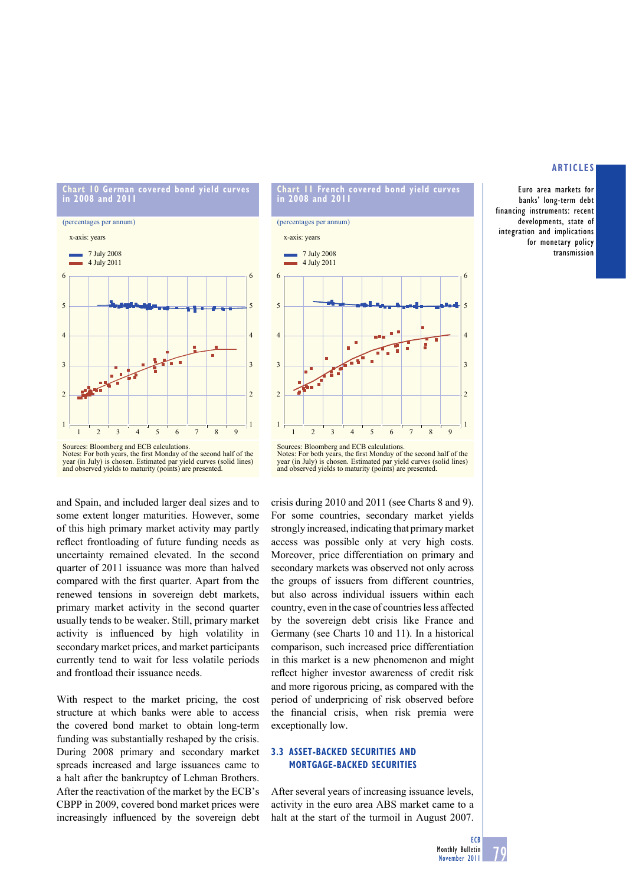**Chart 10 German covered bond yield curves in 2008 and 2011**

(percentages per annum)

x-axis: years

7 July 2008

4 July 2011

6 5 4 3 2 1

1 2 3 4 5 6 7 8 9

Sources: Bloomberg and ECB calculations.
Notes: For both years, the first Monday of the second half of the year (in July) is chosen. Estimated par yield curves (solid lines) and observed yields to maturity (points) are presented.

**Chart 11 French covered bond yield curves in 2008 and 2011**

(percentages per annum)

x-axis: years

7 July 2008

4 July 2011

6 5 4 3 2 1

1 2 3 4 5 6 7 8 9

Sources: Bloomberg and ECB calculations.
Notes: For both years, the first Monday of the second half of the year (in July) is chosen. Estimated par yield curves (solid lines) and observed yields to maturity (points) are presented.

and Spain, and included larger deal sizes and to some extent longer maturities. However, some of this high primary market activity may partly reflect frontloading of future funding needs as uncertainty remained elevated. In the second quarter of 2011 issuance was more than halved compared with the first quarter. Apart from the renewed tensions in sovereign debt markets, primary market activity in the second quarter usually tends to be weaker. Still, primary market activity is influenced by high volatility in secondary market prices, and market participants currently tend to wait for less volatile periods and frontload their issuance needs.

With respect to the market pricing, the cost structure at which banks were able to access the covered bond market to obtain long-term funding was substantially reshaped by the crisis. During 2008 primary and secondary market spreads increased and large issuances came to a halt after the bankruptcy of Lehman Brothers. After the reactivation of the market by the ECB's CBPP in 2009, covered bond market prices were increasingly influenced by the sovereign debt crisis during 2010 and 2011 (see Charts 8 and 9). For some countries, secondary market yields strongly increased, indicating that primary market access was possible only at very high costs. Moreover, price differentiation on primary and secondary markets was observed not only across the groups of issuers from different countries, but also across individual issuers within each country, even in the case of countries less affected by the sovereign debt crisis like France and Germany (see Charts 10 and 11). In a historical comparison, such increased price differentiation in this market is a new phenomenon and might reflect higher investor awareness of credit risk and more rigorous pricing, as compared with the period of underpricing of risk observed before the financial crisis, when risk premia were exceptionally low.

### 3.3 ASSET-BACKED SECURITIES AND MORTGAGE-BACKED SECURITIES

After several years of increasing issuance levels, activity in the euro area ABS market came to a halt at the start of the turmoil in August 2007.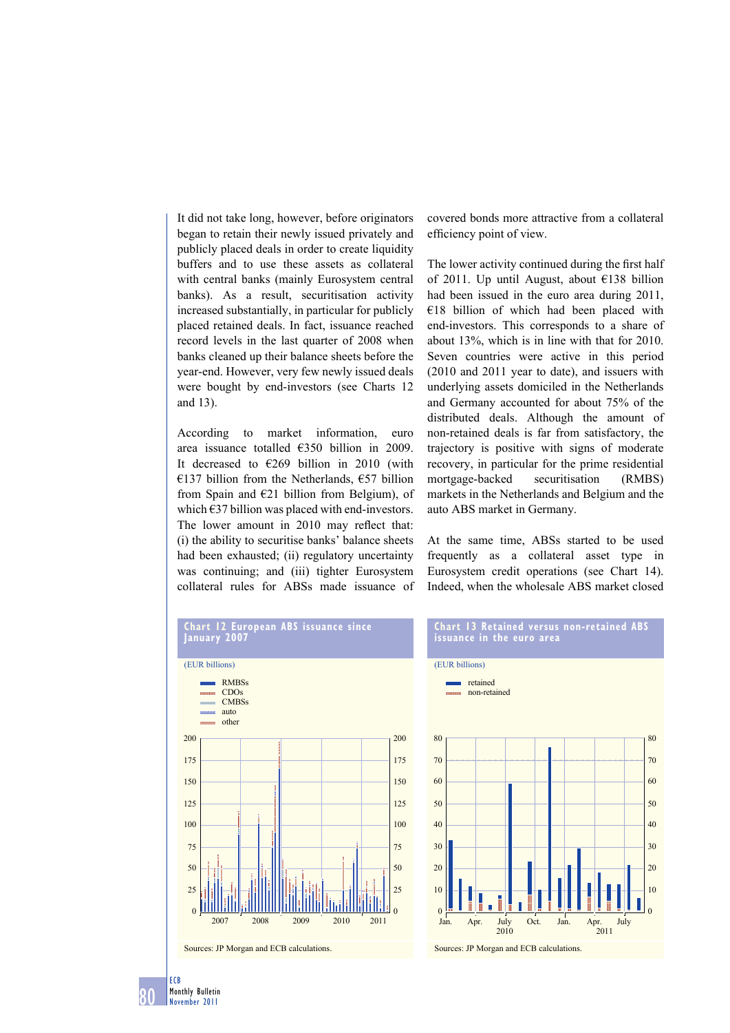It did not take long, however, before originators began to retain their newly issued privately and publicly placed deals in order to create liquidity buffers and to use these assets as collateral with central banks (mainly Eurosystem central banks). As a result, securitisation activity increased substantially, in particular for publicly placed retained deals. In fact, issuance reached record levels in the last quarter of 2008 when banks cleaned up their balance sheets before the year-end. However, very few newly issued deals were bought by end-investors (see Charts 12 and 13).

According to market information, euro area issuance totalled €350 billion in 2009. It decreased to €269 billion in 2010 (with €137 billion from the Netherlands, €57 billion from Spain and €21 billion from Belgium), of which €37 billion was placed with end-investors. The lower amount in 2010 may reflect that: (i) the ability to securitise banks' balance sheets had been exhausted; (ii) regulatory uncertainty was continuing; and (iii) tighter Eurosystem collateral rules for ABSs made issuance of covered bonds more attractive from a collateral efficiency point of view.

The lower activity continued during the first half of 2011. Up until August, about €138 billion had been issued in the euro area during 2011, €18 billion of which had been placed with end-investors. This corresponds to a share of about 13%, which is in line with that for 2010. Seven countries were active in this period (2010 and 2011 year to date), and issuers with underlying assets domiciled in the Netherlands and Germany accounted for about 75% of the distributed deals. Although the amount of non-retained deals is far from satisfactory, the trajectory is positive with signs of moderate recovery, in particular for the prime residential mortgage-backed securitisation (RMBS) markets in the Netherlands and Belgium and the auto ABS market in Germany.

At the same time, ABSs started to be used frequently as a collateral asset type in Eurosystem credit operations (see Chart 14). Indeed, when the wholesale ABS market closed

**Chart 12 European ABS issuance since January 2007**

(EUR billions)

RMBSs
CDOs
CMBSs
auto
other

200, 175, 150, 125, 100, 75, 50, 25, 0

2007, 2008, 2009, 2010, 2011

Sources: JP Morgan and ECB calculations.

**Chart 13 Retained versus non-retained ABS issuance in the euro area**

(EUR billions)

retained
non-retained

80, 70, 60, 50, 40, 30, 20, 10, 0

Jan. Apr. July Oct. Jan. Apr. July
2010 2011

Sources: JP Morgan and ECB calculations.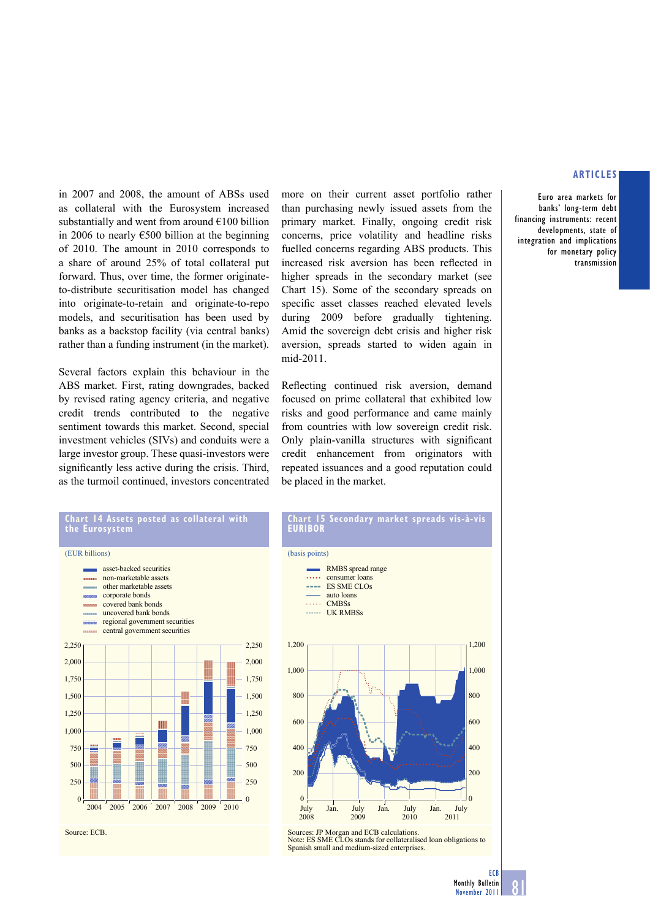in 2007 and 2008, the amount of ABSs used as collateral with the Eurosystem increased substantially and went from around €100 billion in 2006 to nearly €500 billion at the beginning of 2010. The amount in 2010 corresponds to a share of around 25% of total collateral put forward. Thus, over time, the former originate-to-distribute securitisation model has changed into originate-to-retain and originate-to-repo models, and securitisation has been used by banks as a backstop facility (via central banks) rather than a funding instrument (in the market).

Several factors explain this behaviour in the ABS market. First, rating downgrades, backed by revised rating agency criteria, and negative credit trends contributed to the negative sentiment towards this market. Second, special investment vehicles (SIVs) and conduits were a large investor group. These quasi-investors were significantly less active during the crisis. Third, as the turmoil continued, investors concentrated more on their current asset portfolio rather than purchasing newly issued assets from the primary market. Finally, ongoing credit risk concerns, price volatility and headline risks fuelled concerns regarding ABS products. This increased risk aversion has been reflected in higher spreads in the secondary market (see Chart 15). Some of the secondary spreads on specific asset classes reached elevated levels during 2009 before gradually tightening. Amid the sovereign debt crisis and higher risk aversion, spreads started to widen again in mid-2011.

Reflecting continued risk aversion, demand focused on prime collateral that exhibited low risks and good performance and came mainly from countries with low sovereign credit risk. Only plain-vanilla structures with significant credit enhancement from originators with repeated issuances and a good reputation could be placed in the market.

**Chart 14 Assets posted as collateral with the Eurosystem**

(EUR billions)

asset-backed securities
non-marketable assets
other marketable assets
corporate bonds
covered bank bonds
uncovered bank bonds
regional government securities
central government securities

0
250
500
750
1,000
1,250
1,500
1,750
2,000
2,250

2004 2005 2006 2007 2008 2009 2010

Source: ECB.

**Chart 15 Secondary market spreads vis-à-vis EURIBOR**

(basis points)

RMBS spread range
consumer loans
ES SME CLOs
auto loans
CMBSs
UK RMBSs

0
200
400
600
800
1,000
1,200

July 2008 Jan. July 2009 Jan. July 2010 Jan. July 2011

Sources: JP Morgan and ECB calculations.
Note: ES SME CLOs stands for collateralised loan obligations to Spanish small and medium-sized enterprises.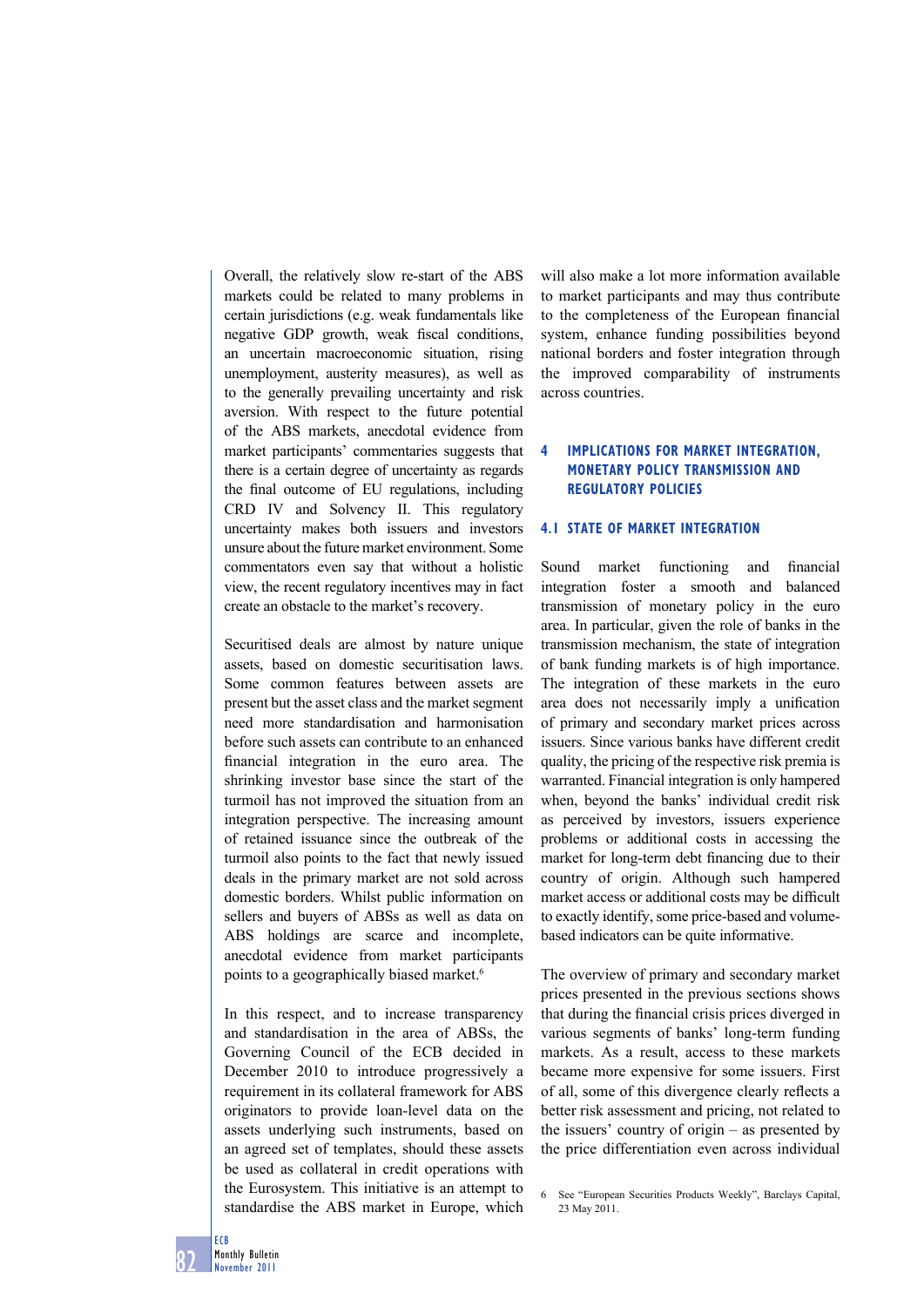Overall, the relatively slow re-start of the ABS markets could be related to many problems in certain jurisdictions (e.g. weak fundamentals like negative GDP growth, weak fiscal conditions, an uncertain macroeconomic situation, rising unemployment, austerity measures), as well as to the generally prevailing uncertainty and risk aversion. With respect to the future potential of the ABS markets, anecdotal evidence from market participants' commentaries suggests that there is a certain degree of uncertainty as regards the final outcome of EU regulations, including CRD IV and Solvency II. This regulatory uncertainty makes both issuers and investors unsure about the future market environment. Some commentators even say that without a holistic view, the recent regulatory incentives may in fact create an obstacle to the market's recovery.

Securitised deals are almost by nature unique assets, based on domestic securitisation laws. Some common features between assets are present but the asset class and the market segment need more standardisation and harmonisation before such assets can contribute to an enhanced financial integration in the euro area. The shrinking investor base since the start of the turmoil has not improved the situation from an integration perspective. The increasing amount of retained issuance since the outbreak of the turmoil also points to the fact that newly issued deals in the primary market are not sold across domestic borders. Whilst public information on sellers and buyers of ABSs as well as data on ABS holdings are scarce and incomplete, anecdotal evidence from market participants points to a geographically biased market.[6]

In this respect, and to increase transparency and standardisation in the area of ABSs, the Governing Council of the ECB decided in December 2010 to introduce progressively a requirement in its collateral framework for ABS originators to provide loan-level data on the assets underlying such instruments, based on an agreed set of templates, should these assets be used as collateral in credit operations with the Eurosystem. This initiative is an attempt to standardise the ABS market in Europe, which will also make a lot more information available to market participants and may thus contribute to the completeness of the European financial system, enhance funding possibilities beyond national borders and foster integration through the improved comparability of instruments across countries.

## 4 IMPLICATIONS FOR MARKET INTEGRATION, MONETARY POLICY TRANSMISSION AND REGULATORY POLICIES

### 4.1 STATE OF MARKET INTEGRATION

Sound market functioning and financial integration foster a smooth and balanced transmission of monetary policy in the euro area. In particular, given the role of banks in the transmission mechanism, the state of integration of bank funding markets is of high importance. The integration of these markets in the euro area does not necessarily imply a unification of primary and secondary market prices across issuers. Since various banks have different credit quality, the pricing of the respective risk premia is warranted. Financial integration is only hampered when, beyond the banks' individual credit risk as perceived by investors, issuers experience problems or additional costs in accessing the market for long-term debt financing due to their country of origin. Although such hampered market access or additional costs may be difficult to exactly identify, some price-based and volume-based indicators can be quite informative.

The overview of primary and secondary market prices presented in the previous sections shows that during the financial crisis prices diverged in various segments of banks' long-term funding markets. As a result, access to these markets became more expensive for some issuers. First of all, some of this divergence clearly reflects a better risk assessment and pricing, not related to the issuers' country of origin – as presented by the price differentiation even across individual

6 See "European Securities Products Weekly", Barclays Capital, 23 May 2011.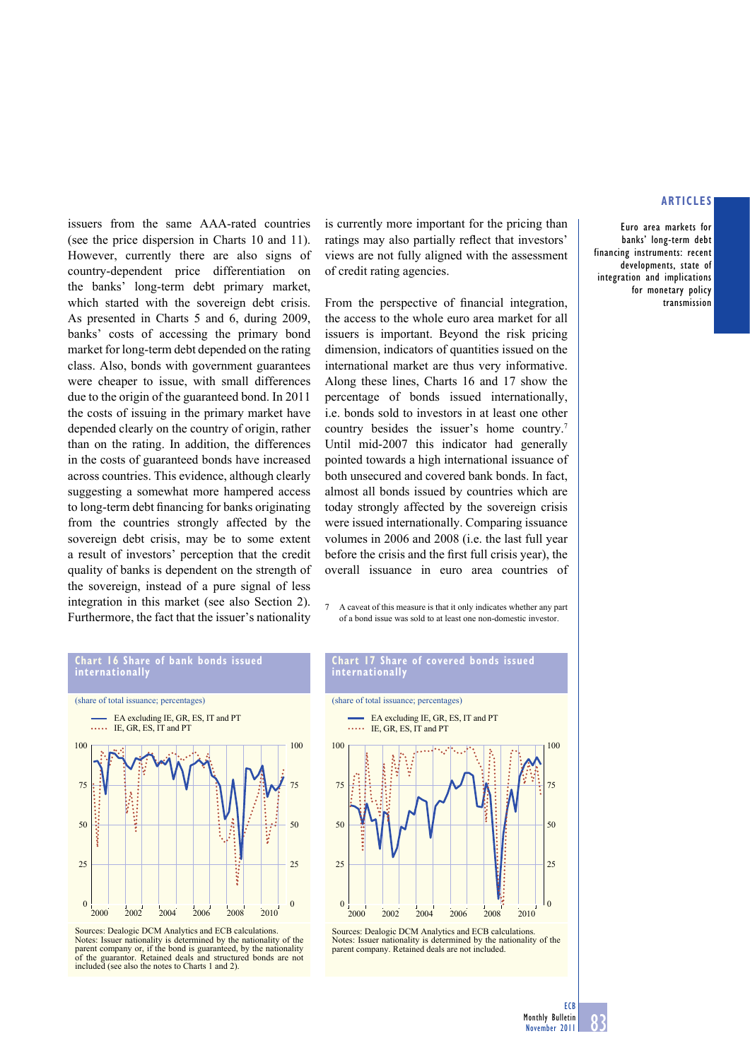issuers from the same AAA-rated countries (see the price dispersion in Charts 10 and 11). However, currently there are also signs of country-dependent price differentiation on the banks' long-term debt primary market, which started with the sovereign debt crisis. As presented in Charts 5 and 6, during 2009, banks' costs of accessing the primary bond market for long-term debt depended on the rating class. Also, bonds with government guarantees were cheaper to issue, with small differences due to the origin of the guaranteed bond. In 2011 the costs of issuing in the primary market have depended clearly on the country of origin, rather than on the rating. In addition, the differences in the costs of guaranteed bonds have increased across countries. This evidence, although clearly suggesting a somewhat more hampered access to long-term debt financing for banks originating from the countries strongly affected by the sovereign debt crisis, may be to some extent a result of investors' perception that the credit quality of banks is dependent on the strength of the sovereign, instead of a pure signal of less integration in this market (see also Section 2). Furthermore, the fact that the issuer's nationality is currently more important for the pricing than ratings may also partially reflect that investors' views are not fully aligned with the assessment of credit rating agencies.

From the perspective of financial integration, the access to the whole euro area market for all issuers is important. Beyond the risk pricing dimension, indicators of quantities issued on the international market are thus very informative. Along these lines, Charts 16 and 17 show the percentage of bonds issued internationally, i.e. bonds sold to investors in at least one other country besides the issuer's home country.[7] Until mid-2007 this indicator had generally pointed towards a high international issuance of both unsecured and covered bank bonds. In fact, almost all bonds issued by countries which are today strongly affected by the sovereign crisis were issued internationally. Comparing issuance volumes in 2006 and 2008 (i.e. the last full year before the crisis and the first full crisis year), the overall issuance in euro area countries of

7 A caveat of this measure is that it only indicates whether any part of a bond issue was sold to at least one non-domestic investor.

**Chart 16 Share of bank bonds issued internationally**

(share of total issuance; percentages)

Legend: EA excluding IE, GR, ES, IT and PT; IE, GR, ES, IT and PT

Sources: Dealogic DCM Analytics and ECB calculations.
Notes: Issuer nationality is determined by the nationality of the parent company or, if the bond is guaranteed, by the nationality of the guarantor. Retained deals and structured bonds are not included (see also the notes to Charts 1 and 2).

**Chart 17 Share of covered bonds issued internationally**

(share of total issuance; percentages)

Legend: EA excluding IE, GR, ES, IT and PT; IE, GR, ES, IT and PT

Sources: Dealogic DCM Analytics and ECB calculations.
Notes: Issuer nationality is determined by the nationality of the parent company. Retained deals are not included.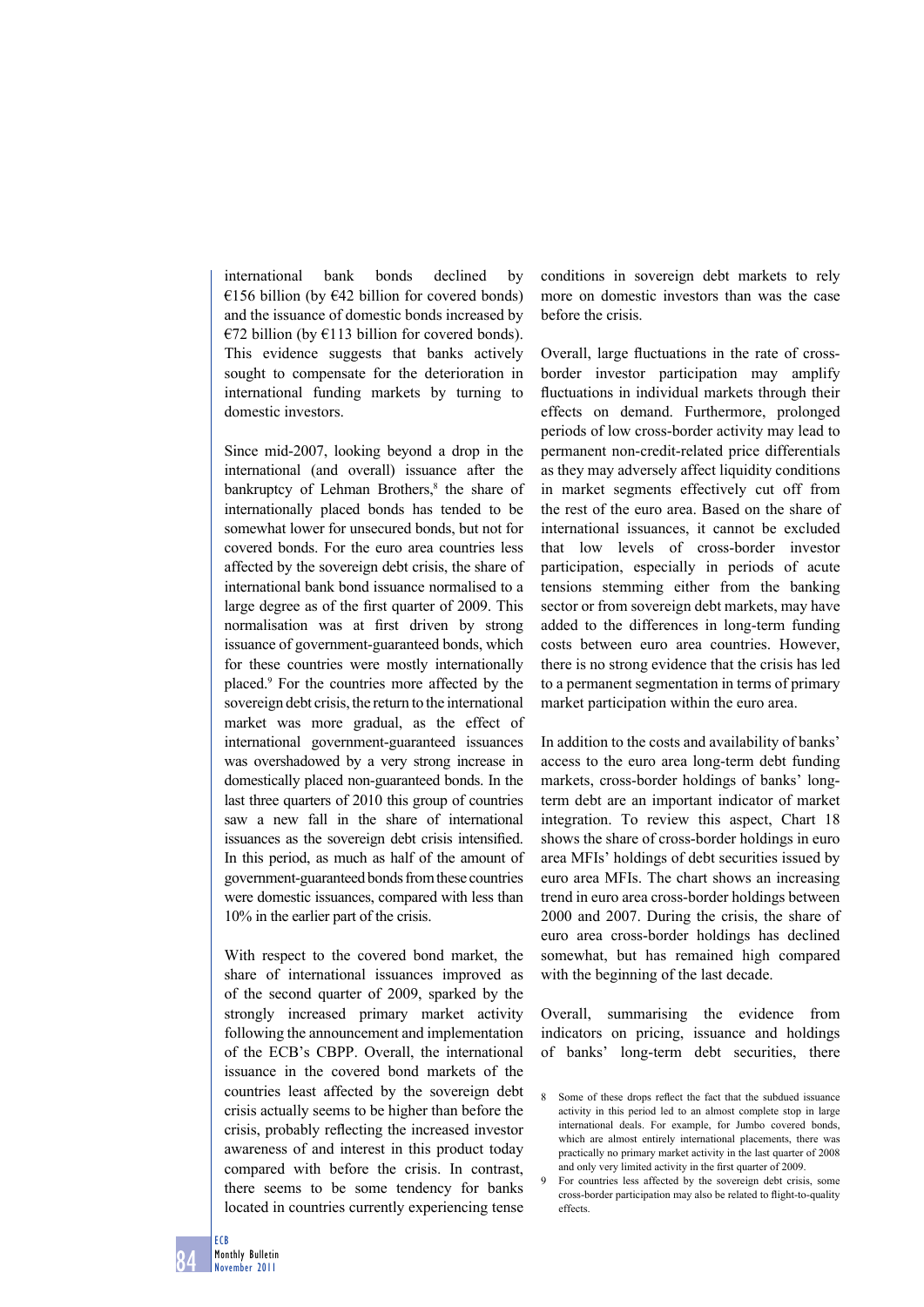international bank bonds declined by €156 billion (by €42 billion for covered bonds) and the issuance of domestic bonds increased by €72 billion (by €113 billion for covered bonds). This evidence suggests that banks actively sought to compensate for the deterioration in international funding markets by turning to domestic investors.

Since mid-2007, looking beyond a drop in the international (and overall) issuance after the bankruptcy of Lehman Brothers,[8] the share of internationally placed bonds has tended to be somewhat lower for unsecured bonds, but not for covered bonds. For the euro area countries less affected by the sovereign debt crisis, the share of international bank bond issuance normalised to a large degree as of the first quarter of 2009. This normalisation was at first driven by strong issuance of government-guaranteed bonds, which for these countries were mostly internationally placed.[9] For the countries more affected by the sovereign debt crisis, the return to the international market was more gradual, as the effect of international government-guaranteed issuances was overshadowed by a very strong increase in domestically placed non-guaranteed bonds. In the last three quarters of 2010 this group of countries saw a new fall in the share of international issuances as the sovereign debt crisis intensified. In this period, as much as half of the amount of government-guaranteed bonds from these countries were domestic issuances, compared with less than 10% in the earlier part of the crisis.

With respect to the covered bond market, the share of international issuances improved as of the second quarter of 2009, sparked by the strongly increased primary market activity following the announcement and implementation of the ECB's CBPP. Overall, the international issuance in the covered bond markets of the countries least affected by the sovereign debt crisis actually seems to be higher than before the crisis, probably reflecting the increased investor awareness of and interest in this product today compared with before the crisis. In contrast, there seems to be some tendency for banks located in countries currently experiencing tense conditions in sovereign debt markets to rely more on domestic investors than was the case before the crisis.

Overall, large fluctuations in the rate of cross-border investor participation may amplify fluctuations in individual markets through their effects on demand. Furthermore, prolonged periods of low cross-border activity may lead to permanent non-credit-related price differentials as they may adversely affect liquidity conditions in market segments effectively cut off from the rest of the euro area. Based on the share of international issuances, it cannot be excluded that low levels of cross-border investor participation, especially in periods of acute tensions stemming either from the banking sector or from sovereign debt markets, may have added to the differences in long-term funding costs between euro area countries. However, there is no strong evidence that the crisis has led to a permanent segmentation in terms of primary market participation within the euro area.

In addition to the costs and availability of banks' access to the euro area long-term debt funding markets, cross-border holdings of banks' long-term debt are an important indicator of market integration. To review this aspect, Chart 18 shows the share of cross-border holdings in euro area MFIs' holdings of debt securities issued by euro area MFIs. The chart shows an increasing trend in euro area cross-border holdings between 2000 and 2007. During the crisis, the share of euro area cross-border holdings has declined somewhat, but has remained high compared with the beginning of the last decade.

Overall, summarising the evidence from indicators on pricing, issuance and holdings of banks' long-term debt securities, there

8 Some of these drops reflect the fact that the subdued issuance activity in this period led to an almost complete stop in large international deals. For example, for Jumbo covered bonds, which are almost entirely international placements, there was practically no primary market activity in the last quarter of 2008 and only very limited activity in the first quarter of 2009.

9 For countries less affected by the sovereign debt crisis, some cross-border participation may also be related to flight-to-quality effects.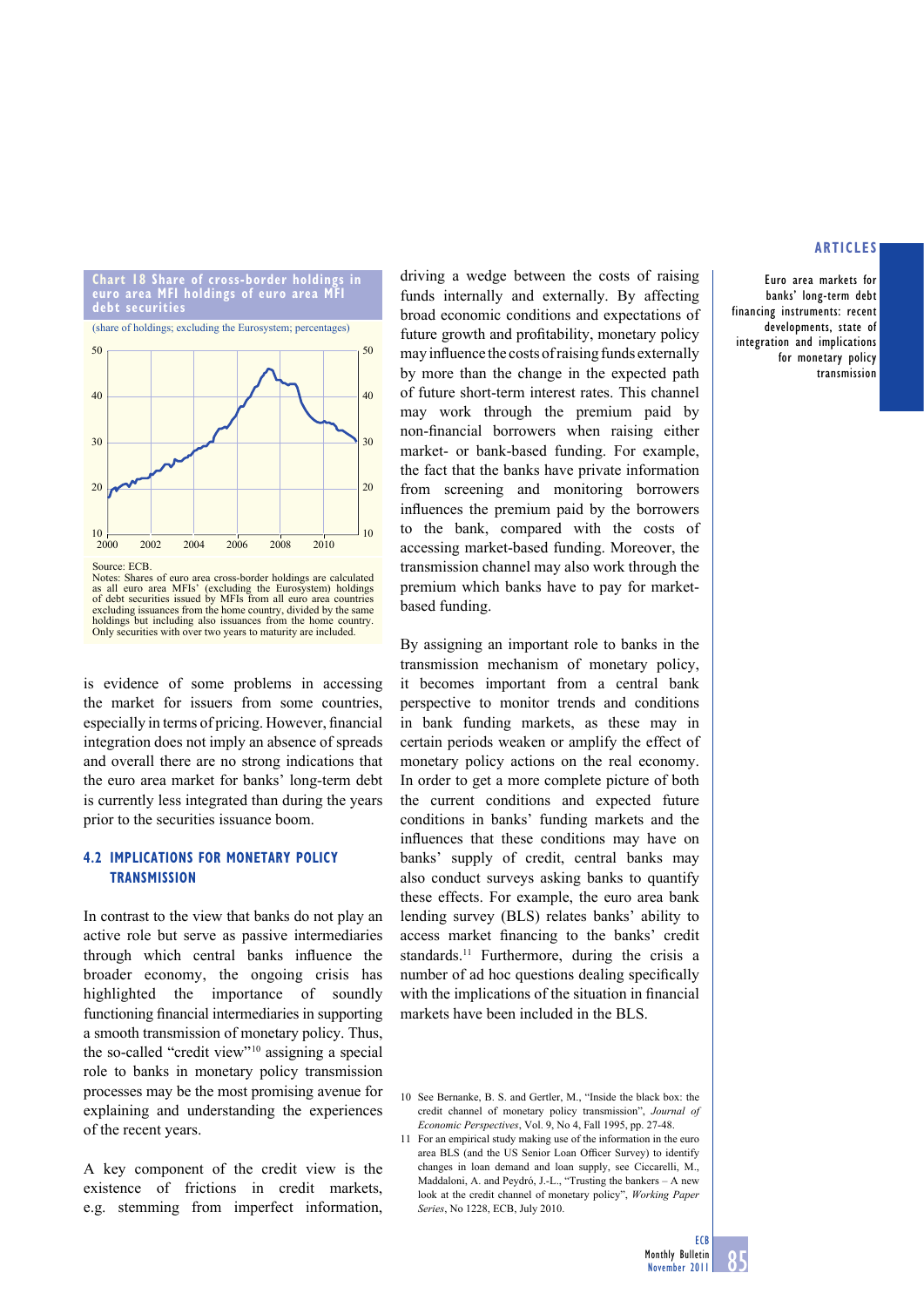**Chart 18 Share of cross-border holdings in euro area MFI holdings of euro area MFI debt securities**

(share of holdings; excluding the Eurosystem; percentages)

50
40
30
20
10

2000 2002 2004 2006 2008 2010

Source: ECB.
Notes: Shares of euro area cross-border holdings are calculated as all euro area MFIs' (excluding the Eurosystem) holdings of debt securities issued by MFIs from all euro area countries excluding issuances from the home country, divided by the same holdings but including also issuances from the home country. Only securities with over two years to maturity are included.

is evidence of some problems in accessing the market for issuers from some countries, especially in terms of pricing. However, financial integration does not imply an absence of spreads and overall there are no strong indications that the euro area market for banks' long-term debt is currently less integrated than during the years prior to the securities issuance boom.

### 4.2 IMPLICATIONS FOR MONETARY POLICY TRANSMISSION

In contrast to the view that banks do not play an active role but serve as passive intermediaries through which central banks influence the broader economy, the ongoing crisis has highlighted the importance of soundly functioning financial intermediaries in supporting a smooth transmission of monetary policy. Thus, the so-called "credit view"[10] assigning a special role to banks in monetary policy transmission processes may be the most promising avenue for explaining and understanding the experiences of the recent years.

A key component of the credit view is the existence of frictions in credit markets, e.g. stemming from imperfect information, driving a wedge between the costs of raising funds internally and externally. By affecting broad economic conditions and expectations of future growth and profitability, monetary policy may influence the costs of raising funds externally by more than the change in the expected path of future short-term interest rates. This channel may work through the premium paid by non-financial borrowers when raising either market- or bank-based funding. For example, the fact that the banks have private information from screening and monitoring borrowers influences the premium paid by the borrowers to the bank, compared with the costs of accessing market-based funding. Moreover, the transmission channel may also work through the premium which banks have to pay for market-based funding.

By assigning an important role to banks in the transmission mechanism of monetary policy, it becomes important from a central bank perspective to monitor trends and conditions in bank funding markets, as these may in certain periods weaken or amplify the effect of monetary policy actions on the real economy. In order to get a more complete picture of both the current conditions and expected future conditions in banks' funding markets and the influences that these conditions may have on banks' supply of credit, central banks may also conduct surveys asking banks to quantify these effects. For example, the euro area bank lending survey (BLS) relates banks' ability to access market financing to the banks' credit standards.[11] Furthermore, during the crisis a number of ad hoc questions dealing specifically with the implications of the situation in financial markets have been included in the BLS.

10 See Bernanke, B. S. and Gertler, M., "Inside the black box: the credit channel of monetary policy transmission", *Journal of Economic Perspectives*, Vol. 9, No 4, Fall 1995, pp. 27-48.

11 For an empirical study making use of the information in the euro area BLS (and the US Senior Loan Officer Survey) to identify changes in loan demand and loan supply, see Ciccarelli, M., Maddaloni, A. and Peydró, J.-L., "Trusting the bankers – A new look at the credit channel of monetary policy", *Working Paper Series*, No 1228, ECB, July 2010.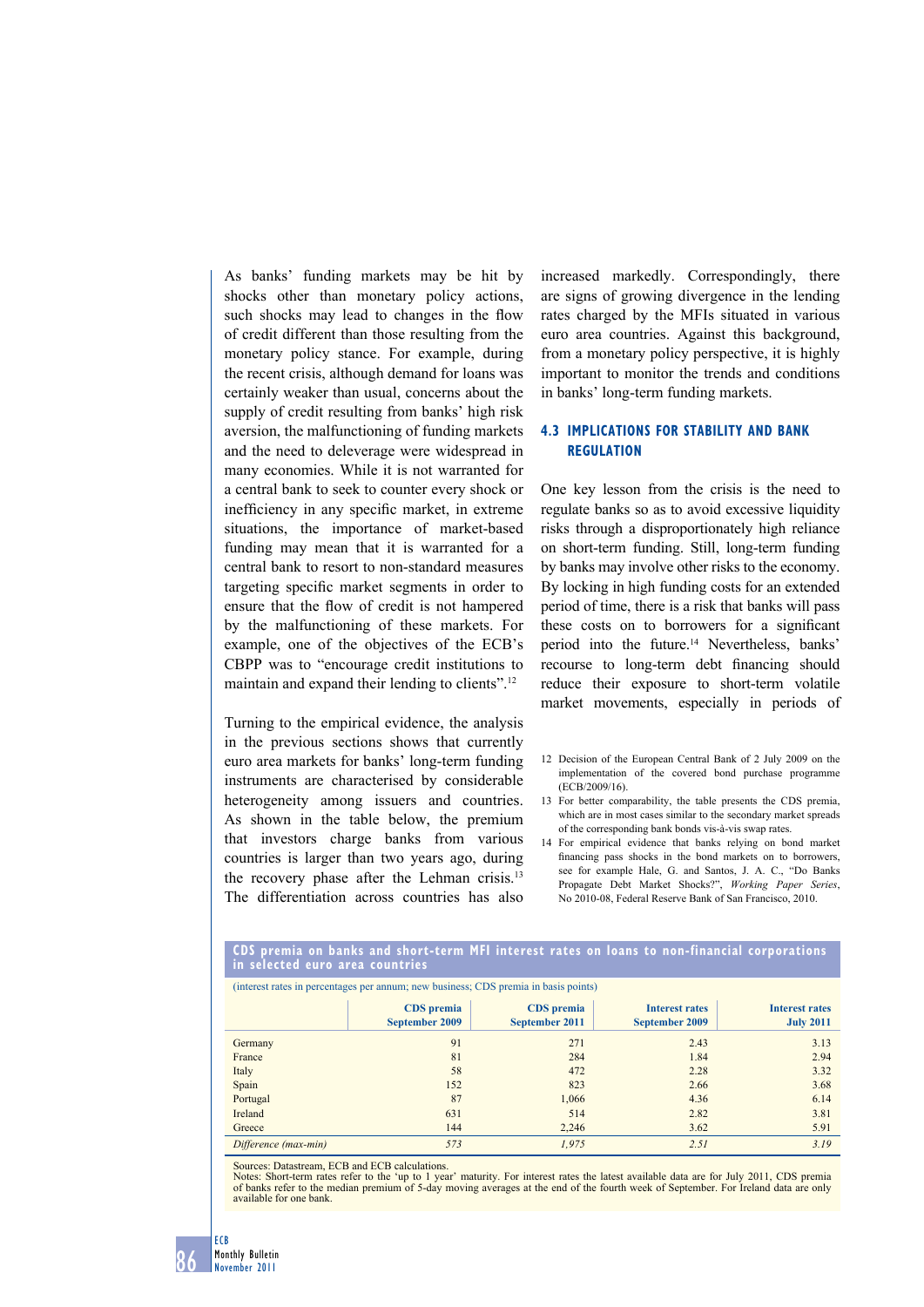As banks' funding markets may be hit by shocks other than monetary policy actions, such shocks may lead to changes in the flow of credit different than those resulting from the monetary policy stance. For example, during the recent crisis, although demand for loans was certainly weaker than usual, concerns about the supply of credit resulting from banks' high risk aversion, the malfunctioning of funding markets and the need to deleverage were widespread in many economies. While it is not warranted for a central bank to seek to counter every shock or inefficiency in any specific market, in extreme situations, the importance of market-based funding may mean that it is warranted for a central bank to resort to non-standard measures targeting specific market segments in order to ensure that the flow of credit is not hampered by the malfunctioning of these markets. For example, one of the objectives of the ECB's CBPP was to "encourage credit institutions to maintain and expand their lending to clients".[12]

Turning to the empirical evidence, the analysis in the previous sections shows that currently euro area markets for banks' long-term funding instruments are characterised by considerable heterogeneity among issuers and countries. As shown in the table below, the premium that investors charge banks from various countries is larger than two years ago, during the recovery phase after the Lehman crisis.[13] The differentiation across countries has also increased markedly. Correspondingly, there are signs of growing divergence in the lending rates charged by the MFIs situated in various euro area countries. Against this background, from a monetary policy perspective, it is highly important to monitor the trends and conditions in banks' long-term funding markets.

## 4.3 IMPLICATIONS FOR STABILITY AND BANK REGULATION

One key lesson from the crisis is the need to regulate banks so as to avoid excessive liquidity risks through a disproportionately high reliance on short-term funding. Still, long-term funding by banks may involve other risks to the economy. By locking in high funding costs for an extended period of time, there is a risk that banks will pass these costs on to borrowers for a significant period into the future.[14] Nevertheless, banks' recourse to long-term debt financing should reduce their exposure to short-term volatile market movements, especially in periods of

12 Decision of the European Central Bank of 2 July 2009 on the implementation of the covered bond purchase programme (ECB/2009/16).

13 For better comparability, the table presents the CDS premia, which are in most cases similar to the secondary market spreads of the corresponding bank bonds vis-à-vis swap rates.

14 For empirical evidence that banks relying on bond market financing pass shocks in the bond markets on to borrowers, see for example Hale, G. and Santos, J. A. C., "Do Banks Propagate Debt Market Shocks?", *Working Paper Series*, No 2010-08, Federal Reserve Bank of San Francisco, 2010.

**CDS premia on banks and short-term MFI interest rates on loans to non-financial corporations in selected euro area countries**

(interest rates in percentages per annum; new business; CDS premia in basis points)

| | CDS premia September 2009 | CDS premia September 2011 | Interest rates September 2009 | Interest rates July 2011 |
|---|---|---|---|---|
| Germany | 91 | 271 | 2.43 | 3.13 |
| France | 81 | 284 | 1.84 | 2.94 |
| Italy | 58 | 472 | 2.28 | 3.32 |
| Spain | 152 | 823 | 2.66 | 3.68 |
| Portugal | 87 | 1,066 | 4.36 | 6.14 |
| Ireland | 631 | 514 | 2.82 | 3.81 |
| Greece | 144 | 2,246 | 3.62 | 5.91 |
| *Difference (max-min)* | *573* | *1,975* | *2.51* | *3.19* |

Sources: Datastream, ECB and ECB calculations.
Notes: Short-term rates refer to the 'up to 1 year' maturity. For interest rates the latest available data are for July 2011, CDS premia of banks refer to the median premium of 5-day moving averages at the end of the fourth week of September. For Ireland data are only available for one bank.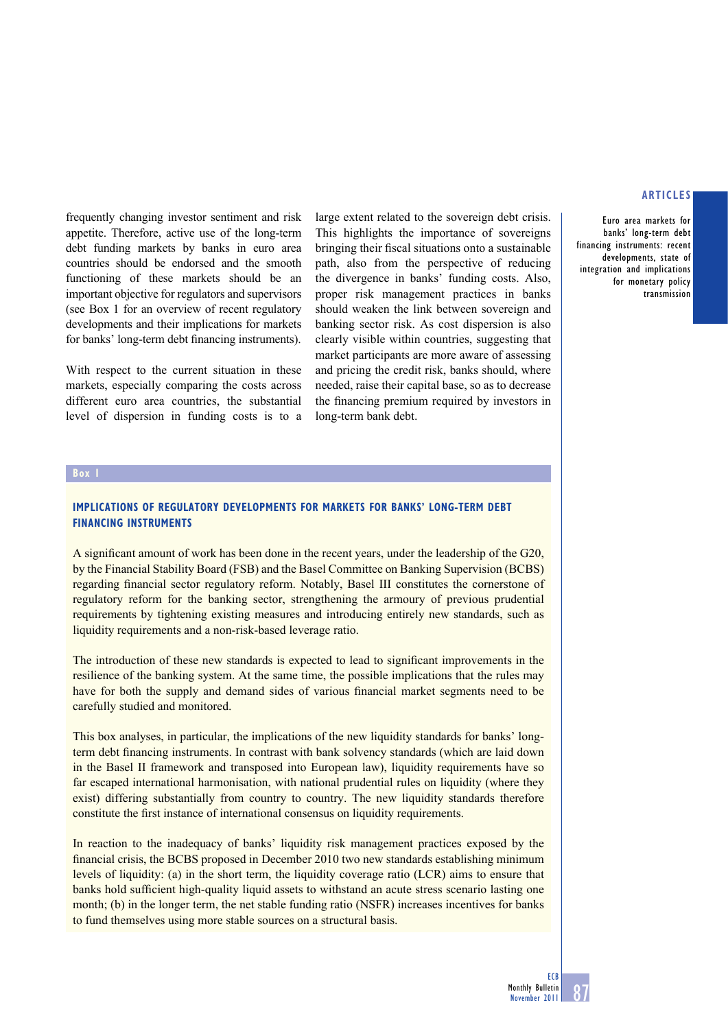frequently changing investor sentiment and risk appetite. Therefore, active use of the long-term debt funding markets by banks in euro area countries should be endorsed and the smooth functioning of these markets should be an important objective for regulators and supervisors (see Box 1 for an overview of recent regulatory developments and their implications for markets for banks' long-term debt financing instruments).

With respect to the current situation in these markets, especially comparing the costs across different euro area countries, the substantial level of dispersion in funding costs is to a large extent related to the sovereign debt crisis. This highlights the importance of sovereigns bringing their fiscal situations onto a sustainable path, also from the perspective of reducing the divergence in banks' funding costs. Also, proper risk management practices in banks should weaken the link between sovereign and banking sector risk. As cost dispersion is also clearly visible within countries, suggesting that market participants are more aware of assessing and pricing the credit risk, banks should, where needed, raise their capital base, so as to decrease the financing premium required by investors in long-term bank debt.

**Box 1**

### IMPLICATIONS OF REGULATORY DEVELOPMENTS FOR MARKETS FOR BANKS' LONG-TERM DEBT FINANCING INSTRUMENTS

A significant amount of work has been done in the recent years, under the leadership of the G20, by the Financial Stability Board (FSB) and the Basel Committee on Banking Supervision (BCBS) regarding financial sector regulatory reform. Notably, Basel III constitutes the cornerstone of regulatory reform for the banking sector, strengthening the armoury of previous prudential requirements by tightening existing measures and introducing entirely new standards, such as liquidity requirements and a non-risk-based leverage ratio.

The introduction of these new standards is expected to lead to significant improvements in the resilience of the banking system. At the same time, the possible implications that the rules may have for both the supply and demand sides of various financial market segments need to be carefully studied and monitored.

This box analyses, in particular, the implications of the new liquidity standards for banks' long-term debt financing instruments. In contrast with bank solvency standards (which are laid down in the Basel II framework and transposed into European law), liquidity requirements have so far escaped international harmonisation, with national prudential rules on liquidity (where they exist) differing substantially from country to country. The new liquidity standards therefore constitute the first instance of international consensus on liquidity requirements.

In reaction to the inadequacy of banks' liquidity risk management practices exposed by the financial crisis, the BCBS proposed in December 2010 two new standards establishing minimum levels of liquidity: (a) in the short term, the liquidity coverage ratio (LCR) aims to ensure that banks hold sufficient high-quality liquid assets to withstand an acute stress scenario lasting one month; (b) in the longer term, the net stable funding ratio (NSFR) increases incentives for banks to fund themselves using more stable sources on a structural basis.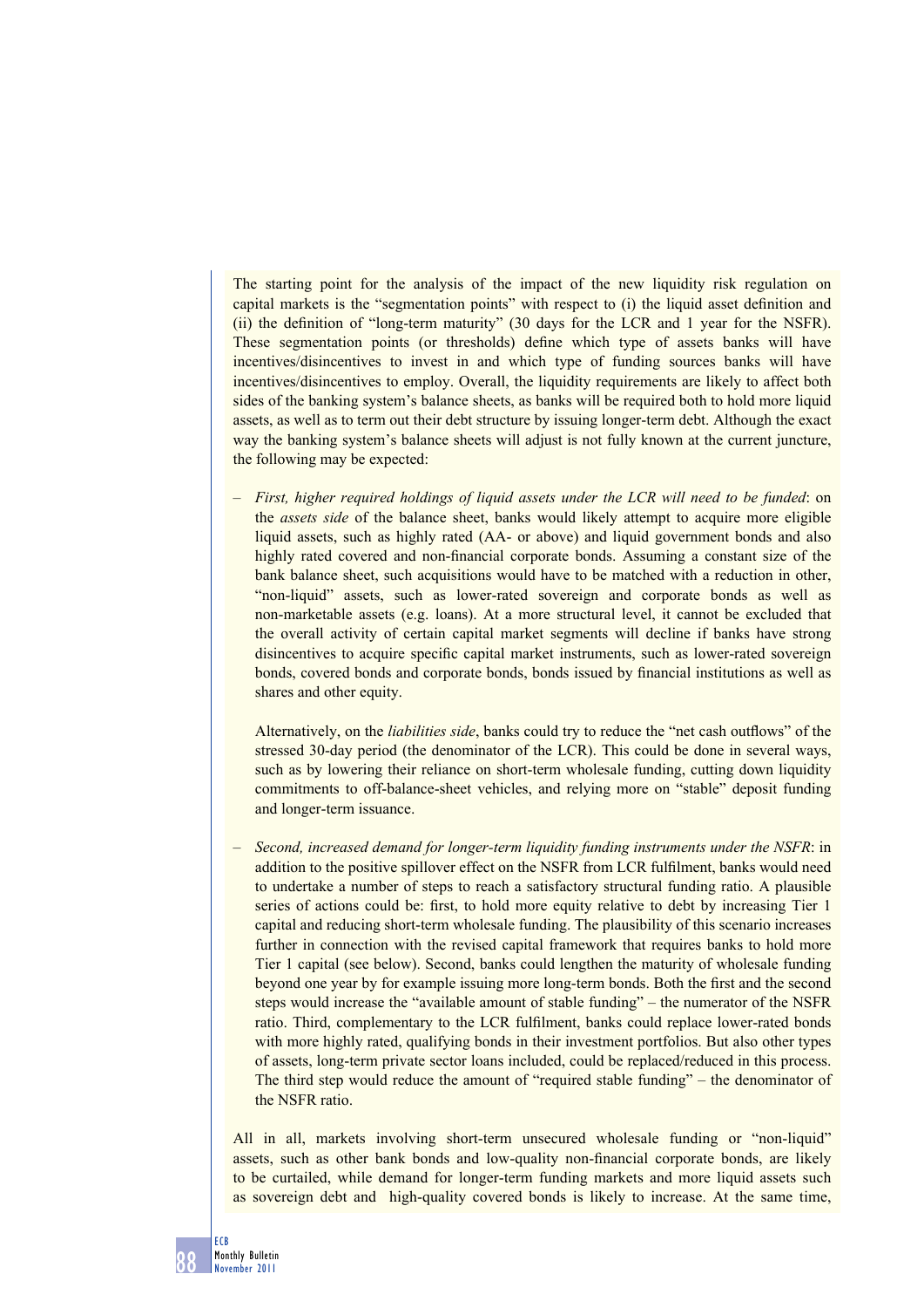The starting point for the analysis of the impact of the new liquidity risk regulation on capital markets is the "segmentation points" with respect to (i) the liquid asset definition and (ii) the definition of "long-term maturity" (30 days for the LCR and 1 year for the NSFR). These segmentation points (or thresholds) define which type of assets banks will have incentives/disincentives to invest in and which type of funding sources banks will have incentives/disincentives to employ. Overall, the liquidity requirements are likely to affect both sides of the banking system's balance sheets, as banks will be required both to hold more liquid assets, as well as to term out their debt structure by issuing longer-term debt. Although the exact way the banking system's balance sheets will adjust is not fully known at the current juncture, the following may be expected:

– *First, higher required holdings of liquid assets under the LCR will need to be funded*: on the *assets side* of the balance sheet, banks would likely attempt to acquire more eligible liquid assets, such as highly rated (AA- or above) and liquid government bonds and also highly rated covered and non-financial corporate bonds. Assuming a constant size of the bank balance sheet, such acquisitions would have to be matched with a reduction in other, "non-liquid" assets, such as lower-rated sovereign and corporate bonds as well as non-marketable assets (e.g. loans). At a more structural level, it cannot be excluded that the overall activity of certain capital market segments will decline if banks have strong disincentives to acquire specific capital market instruments, such as lower-rated sovereign bonds, covered bonds and corporate bonds, bonds issued by financial institutions as well as shares and other equity.

  Alternatively, on the *liabilities side*, banks could try to reduce the "net cash outflows" of the stressed 30-day period (the denominator of the LCR). This could be done in several ways, such as by lowering their reliance on short-term wholesale funding, cutting down liquidity commitments to off-balance-sheet vehicles, and relying more on "stable" deposit funding and longer-term issuance.

– *Second, increased demand for longer-term liquidity funding instruments under the NSFR*: in addition to the positive spillover effect on the NSFR from LCR fulfilment, banks would need to undertake a number of steps to reach a satisfactory structural funding ratio. A plausible series of actions could be: first, to hold more equity relative to debt by increasing Tier 1 capital and reducing short-term wholesale funding. The plausibility of this scenario increases further in connection with the revised capital framework that requires banks to hold more Tier 1 capital (see below). Second, banks could lengthen the maturity of wholesale funding beyond one year by for example issuing more long-term bonds. Both the first and the second steps would increase the "available amount of stable funding" – the numerator of the NSFR ratio. Third, complementary to the LCR fulfilment, banks could replace lower-rated bonds with more highly rated, qualifying bonds in their investment portfolios. But also other types of assets, long-term private sector loans included, could be replaced/reduced in this process. The third step would reduce the amount of "required stable funding" – the denominator of the NSFR ratio.

All in all, markets involving short-term unsecured wholesale funding or "non-liquid" assets, such as other bank bonds and low-quality non-financial corporate bonds, are likely to be curtailed, while demand for longer-term funding markets and more liquid assets such as sovereign debt and high-quality covered bonds is likely to increase. At the same time,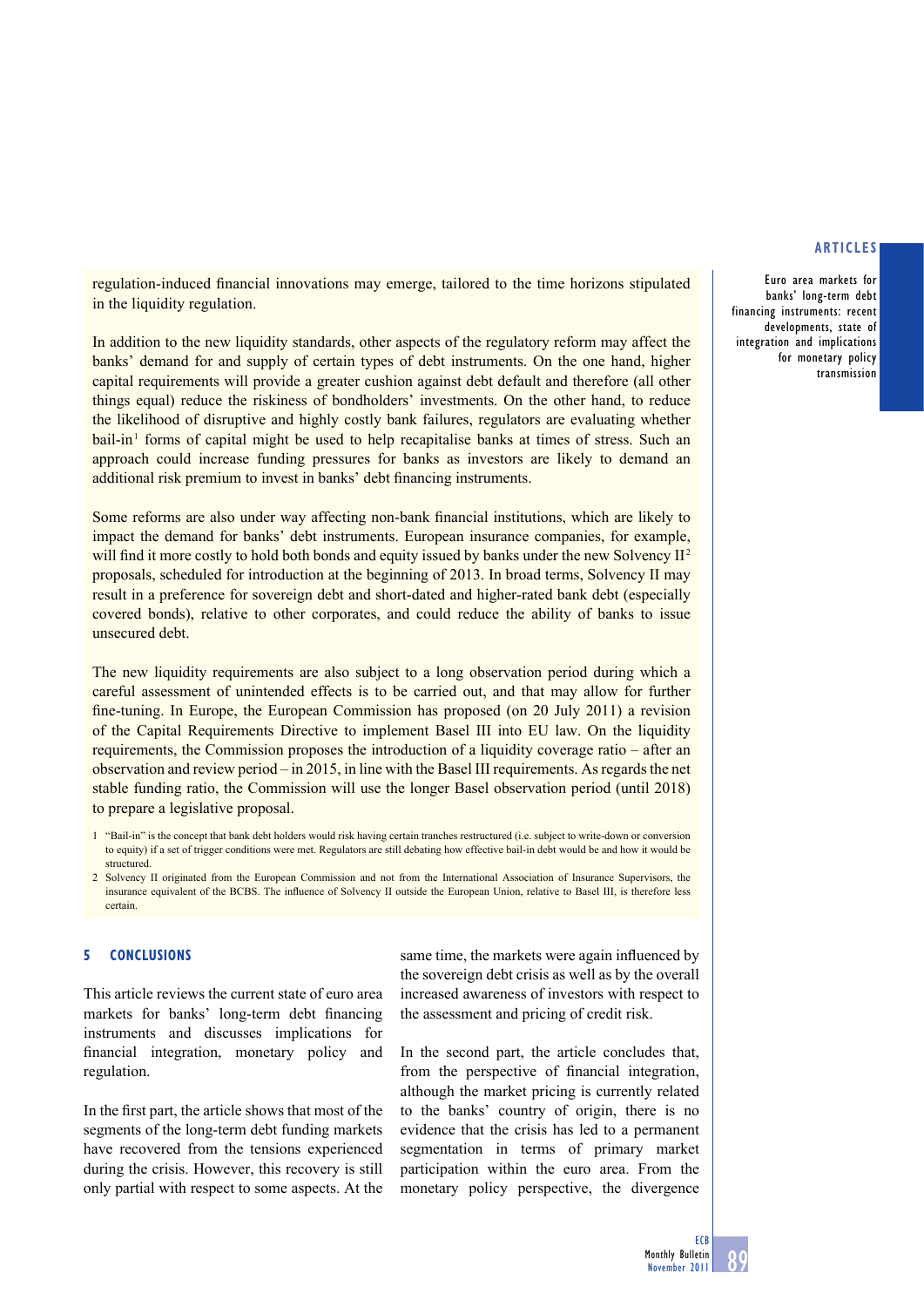regulation-induced financial innovations may emerge, tailored to the time horizons stipulated in the liquidity regulation.

In addition to the new liquidity standards, other aspects of the regulatory reform may affect the banks' demand for and supply of certain types of debt instruments. On the one hand, higher capital requirements will provide a greater cushion against debt default and therefore (all other things equal) reduce the riskiness of bondholders' investments. On the other hand, to reduce the likelihood of disruptive and highly costly bank failures, regulators are evaluating whether bail-in[1] forms of capital might be used to help recapitalise banks at times of stress. Such an approach could increase funding pressures for banks as investors are likely to demand an additional risk premium to invest in banks' debt financing instruments.

Some reforms are also under way affecting non-bank financial institutions, which are likely to impact the demand for banks' debt instruments. European insurance companies, for example, will find it more costly to hold both bonds and equity issued by banks under the new Solvency II[2] proposals, scheduled for introduction at the beginning of 2013. In broad terms, Solvency II may result in a preference for sovereign debt and short-dated and higher-rated bank debt (especially covered bonds), relative to other corporates, and could reduce the ability of banks to issue unsecured debt.

The new liquidity requirements are also subject to a long observation period during which a careful assessment of unintended effects is to be carried out, and that may allow for further fine-tuning. In Europe, the European Commission has proposed (on 20 July 2011) a revision of the Capital Requirements Directive to implement Basel III into EU law. On the liquidity requirements, the Commission proposes the introduction of a liquidity coverage ratio – after an observation and review period – in 2015, in line with the Basel III requirements. As regards the net stable funding ratio, the Commission will use the longer Basel observation period (until 2018) to prepare a legislative proposal.

1 "Bail-in" is the concept that bank debt holders would risk having certain tranches restructured (i.e. subject to write-down or conversion to equity) if a set of trigger conditions were met. Regulators are still debating how effective bail-in debt would be and how it would be structured.

2 Solvency II originated from the European Commission and not from the International Association of Insurance Supervisors, the insurance equivalent of the BCBS. The influence of Solvency II outside the European Union, relative to Basel III, is therefore less certain.

## 5 CONCLUSIONS

This article reviews the current state of euro area markets for banks' long-term debt financing instruments and discusses implications for financial integration, monetary policy and regulation.

In the first part, the article shows that most of the segments of the long-term debt funding markets have recovered from the tensions experienced during the crisis. However, this recovery is still only partial with respect to some aspects. At the same time, the markets were again influenced by the sovereign debt crisis as well as by the overall increased awareness of investors with respect to the assessment and pricing of credit risk.

In the second part, the article concludes that, from the perspective of financial integration, although the market pricing is currently related to the banks' country of origin, there is no evidence that the crisis has led to a permanent segmentation in terms of primary market participation within the euro area. From the monetary policy perspective, the divergence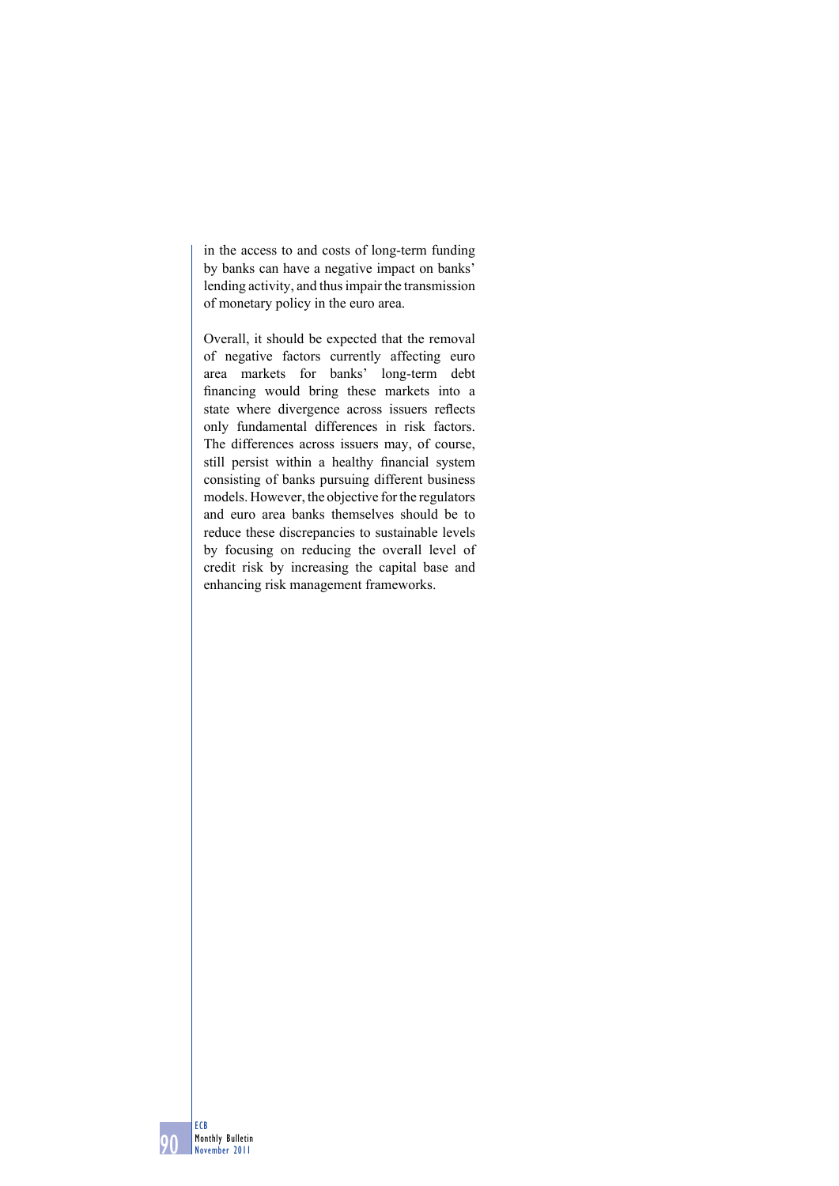in the access to and costs of long-term funding by banks can have a negative impact on banks' lending activity, and thus impair the transmission of monetary policy in the euro area.

Overall, it should be expected that the removal of negative factors currently affecting euro area markets for banks' long-term debt financing would bring these markets into a state where divergence across issuers reflects only fundamental differences in risk factors. The differences across issuers may, of course, still persist within a healthy financial system consisting of banks pursuing different business models. However, the objective for the regulators and euro area banks themselves should be to reduce these discrepancies to sustainable levels by focusing on reducing the overall level of credit risk by increasing the capital base and enhancing risk management frameworks.